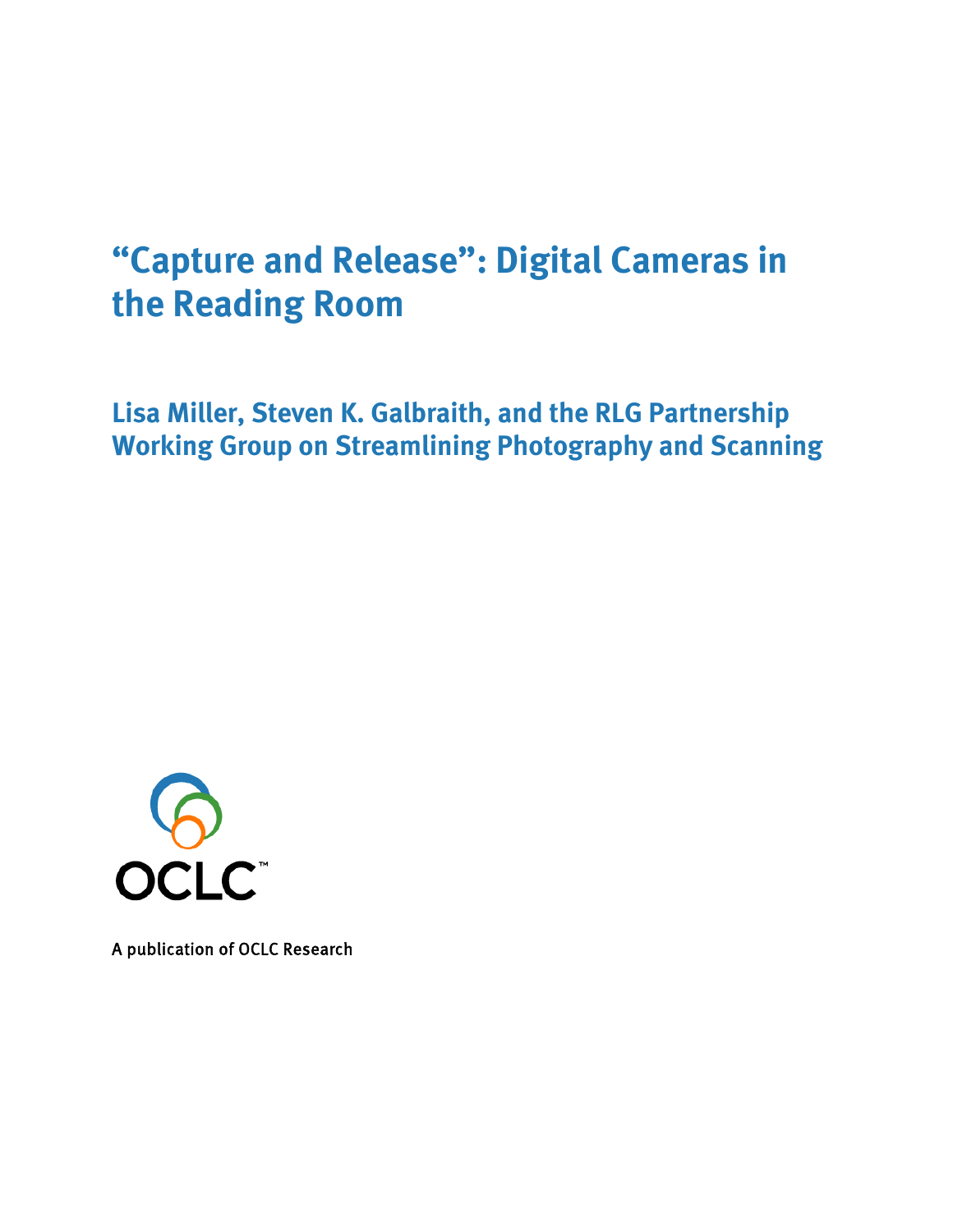# "Capture and Release": Digital Cameras in the Reading Room

## Lisa Miller, Steven K. Galbraith, and the RLG Partnership Working Group on Streamlining Photography and Scanning

OCLC

A publication of OCLC Research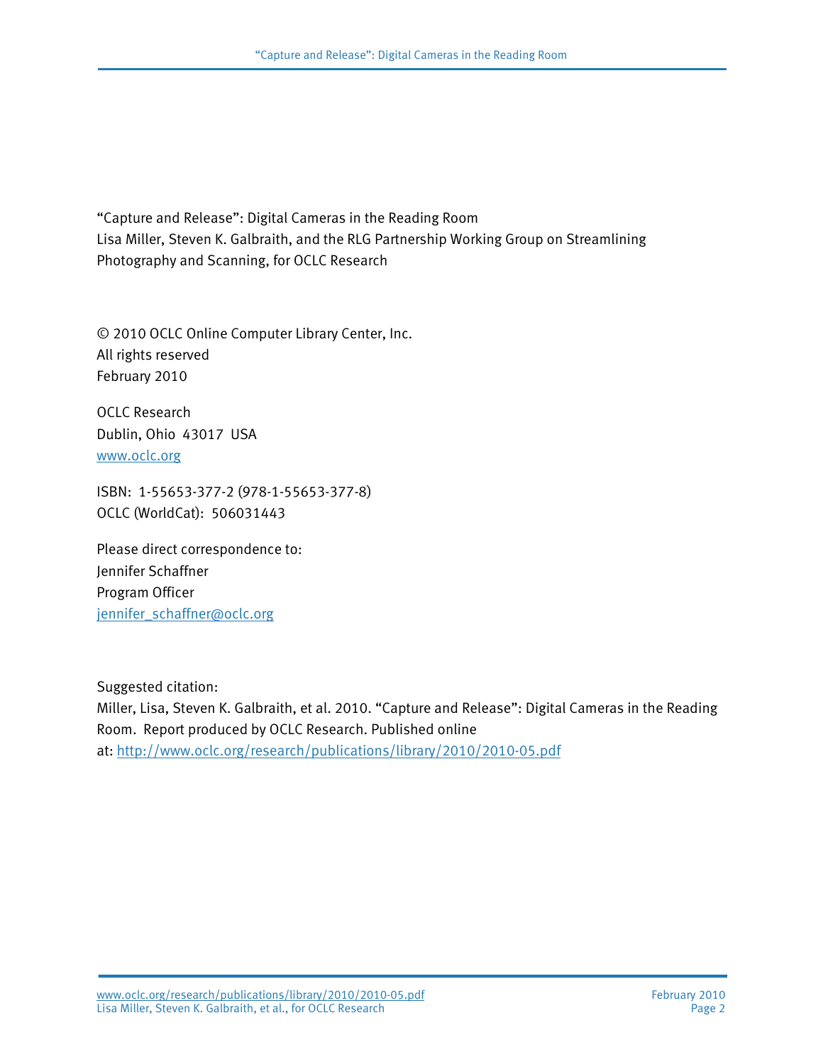"Capture and Release": Digital Cameras in the Reading Room
Lisa Miller, Steven K. Galbraith, and the RLG Partnership Working Group on Streamlining Photography and Scanning, for OCLC Research

© 2010 OCLC Online Computer Library Center, Inc.
All rights reserved
February 2010

OCLC Research
Dublin, Ohio 43017 USA
www.oclc.org

ISBN: 1-55653-377-2 (978-1-55653-377-8)
OCLC (WorldCat): 506031443

Please direct correspondence to:
Jennifer Schaffner
Program Officer
jennifer_schaffner@oclc.org

Suggested citation:
Miller, Lisa, Steven K. Galbraith, et al. 2010. "Capture and Release": Digital Cameras in the Reading Room. Report produced by OCLC Research. Published online at: http://www.oclc.org/research/publications/library/2010/2010-05.pdf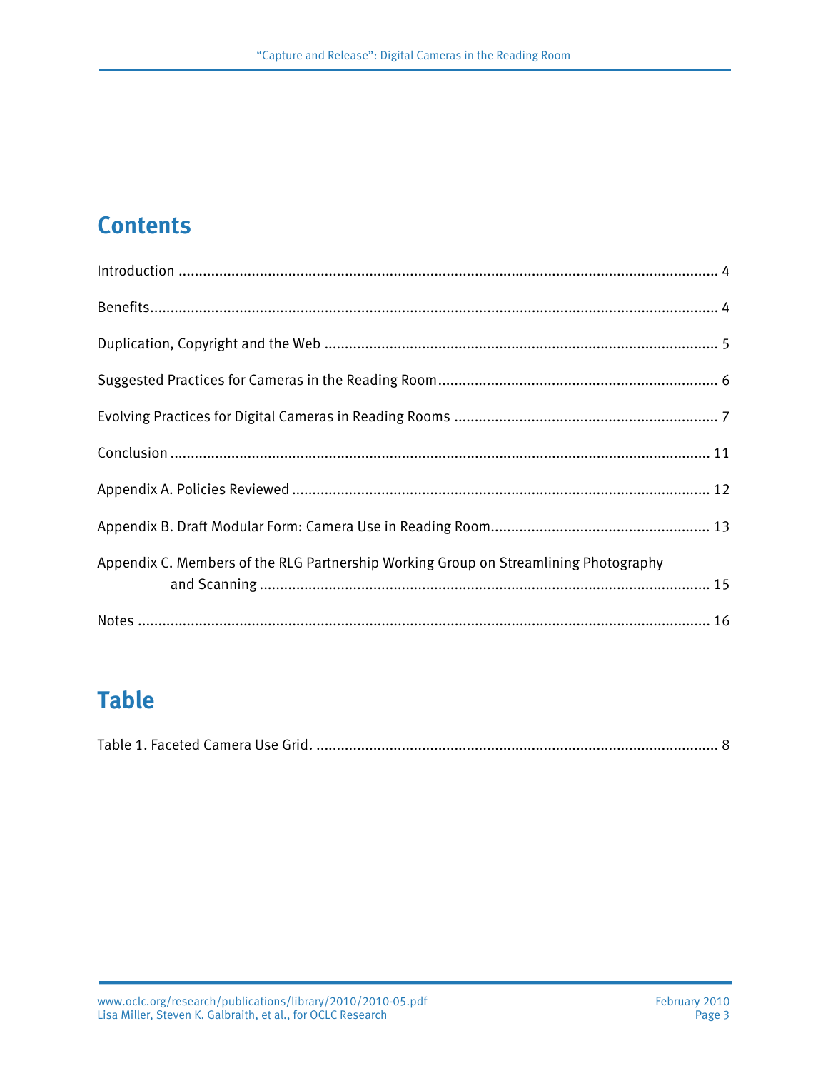# Contents

Introduction ..... 4

Benefits ..... 4

Duplication, Copyright and the Web ..... 5

Suggested Practices for Cameras in the Reading Room ..... 6

Evolving Practices for Digital Cameras in Reading Rooms ..... 7

Conclusion ..... 11

Appendix A. Policies Reviewed ..... 12

Appendix B. Draft Modular Form: Camera Use in Reading Room ..... 13

Appendix C. Members of the RLG Partnership Working Group on Streamlining Photography and Scanning ..... 15

Notes ..... 16

# Table

Table 1. Faceted Camera Use Grid. ..... 8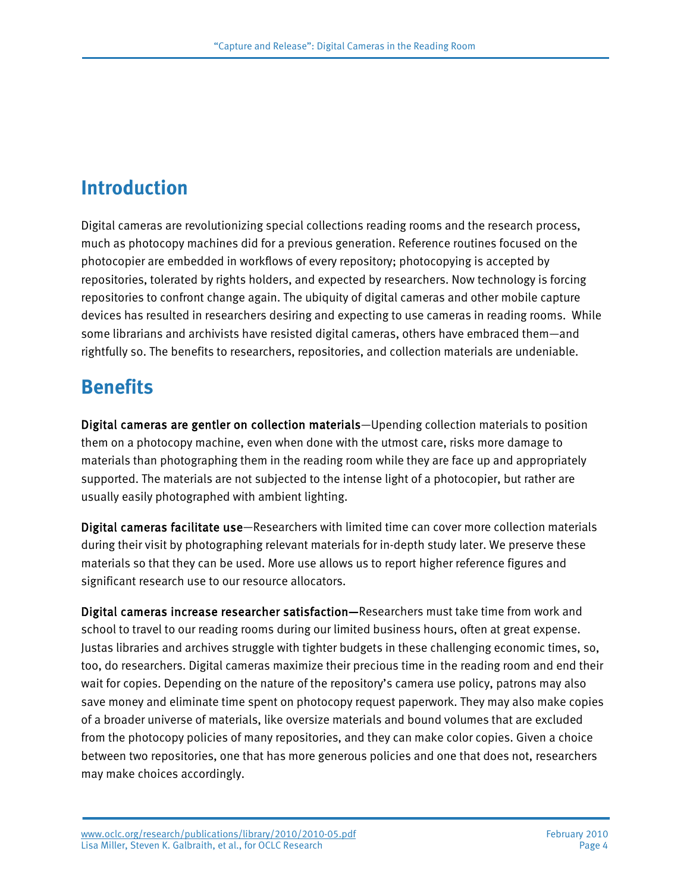## Introduction

Digital cameras are revolutionizing special collections reading rooms and the research process, much as photocopy machines did for a previous generation. Reference routines focused on the photocopier are embedded in workflows of every repository; photocopying is accepted by repositories, tolerated by rights holders, and expected by researchers. Now technology is forcing repositories to confront change again. The ubiquity of digital cameras and other mobile capture devices has resulted in researchers desiring and expecting to use cameras in reading rooms. While some librarians and archivists have resisted digital cameras, others have embraced them—and rightfully so. The benefits to researchers, repositories, and collection materials are undeniable.

## Benefits

**Digital cameras are gentler on collection materials**—Upending collection materials to position them on a photocopy machine, even when done with the utmost care, risks more damage to materials than photographing them in the reading room while they are face up and appropriately supported. The materials are not subjected to the intense light of a photocopier, but rather are usually easily photographed with ambient lighting.

**Digital cameras facilitate use**—Researchers with limited time can cover more collection materials during their visit by photographing relevant materials for in-depth study later. We preserve these materials so that they can be used. More use allows us to report higher reference figures and significant research use to our resource allocators.

**Digital cameras increase researcher satisfaction—**Researchers must take time from work and school to travel to our reading rooms during our limited business hours, often at great expense. Justas libraries and archives struggle with tighter budgets in these challenging economic times, so, too, do researchers. Digital cameras maximize their precious time in the reading room and end their wait for copies. Depending on the nature of the repository's camera use policy, patrons may also save money and eliminate time spent on photocopy request paperwork. They may also make copies of a broader universe of materials, like oversize materials and bound volumes that are excluded from the photocopy policies of many repositories, and they can make color copies. Given a choice between two repositories, one that has more generous policies and one that does not, researchers may make choices accordingly.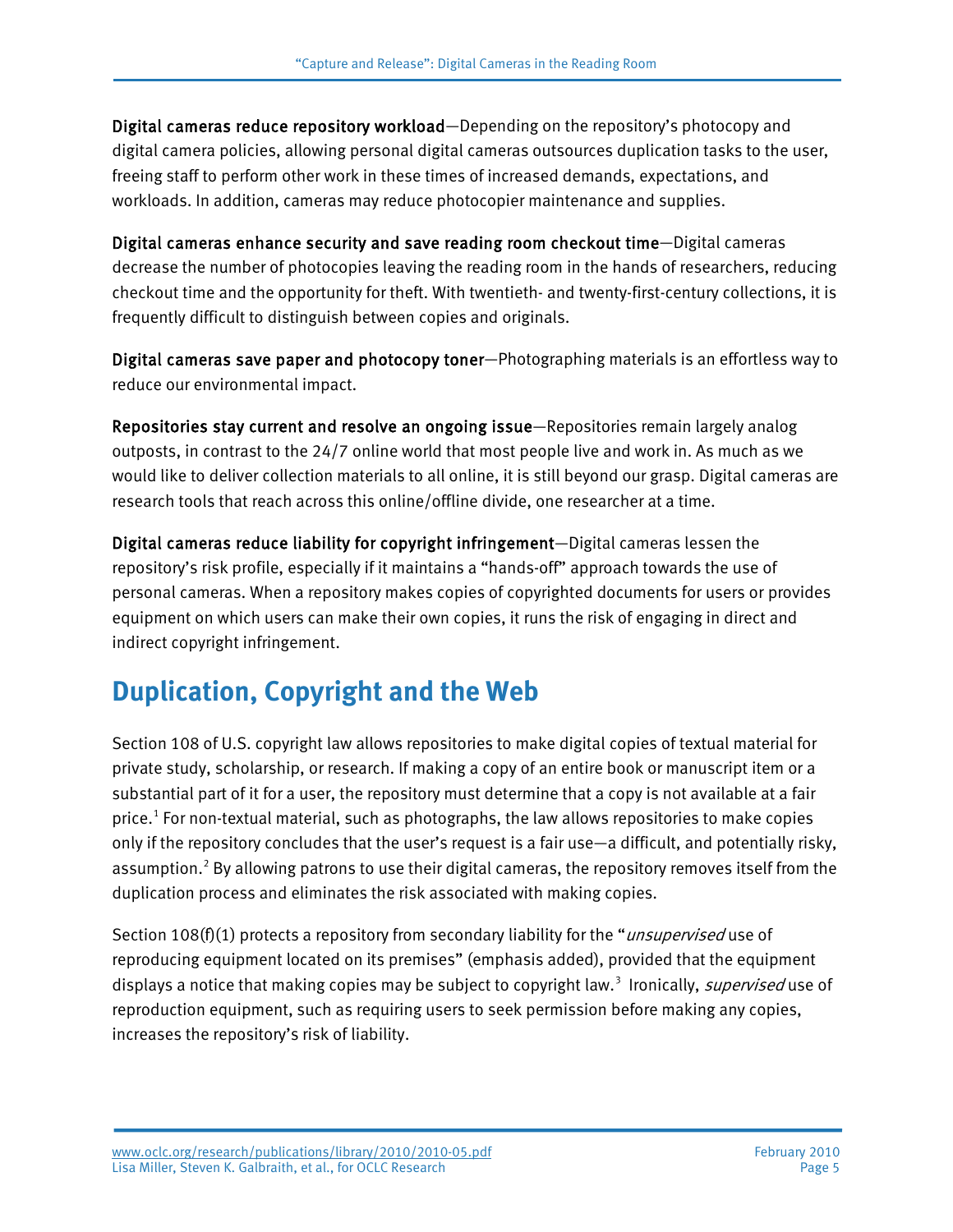**Digital cameras reduce repository workload**—Depending on the repository's photocopy and digital camera policies, allowing personal digital cameras outsources duplication tasks to the user, freeing staff to perform other work in these times of increased demands, expectations, and workloads. In addition, cameras may reduce photocopier maintenance and supplies.

**Digital cameras enhance security and save reading room checkout time**—Digital cameras decrease the number of photocopies leaving the reading room in the hands of researchers, reducing checkout time and the opportunity for theft. With twentieth- and twenty-first-century collections, it is frequently difficult to distinguish between copies and originals.

**Digital cameras save paper and photocopy toner**—Photographing materials is an effortless way to reduce our environmental impact.

**Repositories stay current and resolve an ongoing issue**—Repositories remain largely analog outposts, in contrast to the 24/7 online world that most people live and work in. As much as we would like to deliver collection materials to all online, it is still beyond our grasp. Digital cameras are research tools that reach across this online/offline divide, one researcher at a time.

**Digital cameras reduce liability for copyright infringement**—Digital cameras lessen the repository's risk profile, especially if it maintains a "hands-off" approach towards the use of personal cameras. When a repository makes copies of copyrighted documents for users or provides equipment on which users can make their own copies, it runs the risk of engaging in direct and indirect copyright infringement.

## Duplication, Copyright and the Web

Section 108 of U.S. copyright law allows repositories to make digital copies of textual material for private study, scholarship, or research. If making a copy of an entire book or manuscript item or a substantial part of it for a user, the repository must determine that a copy is not available at a fair price.[1] For non-textual material, such as photographs, the law allows repositories to make copies only if the repository concludes that the user's request is a fair use—a difficult, and potentially risky, assumption.[2] By allowing patrons to use their digital cameras, the repository removes itself from the duplication process and eliminates the risk associated with making copies.

Section 108(f)(1) protects a repository from secondary liability for the "*unsupervised* use of reproducing equipment located on its premises" (emphasis added), provided that the equipment displays a notice that making copies may be subject to copyright law.[3] Ironically, *supervised* use of reproduction equipment, such as requiring users to seek permission before making any copies, increases the repository's risk of liability.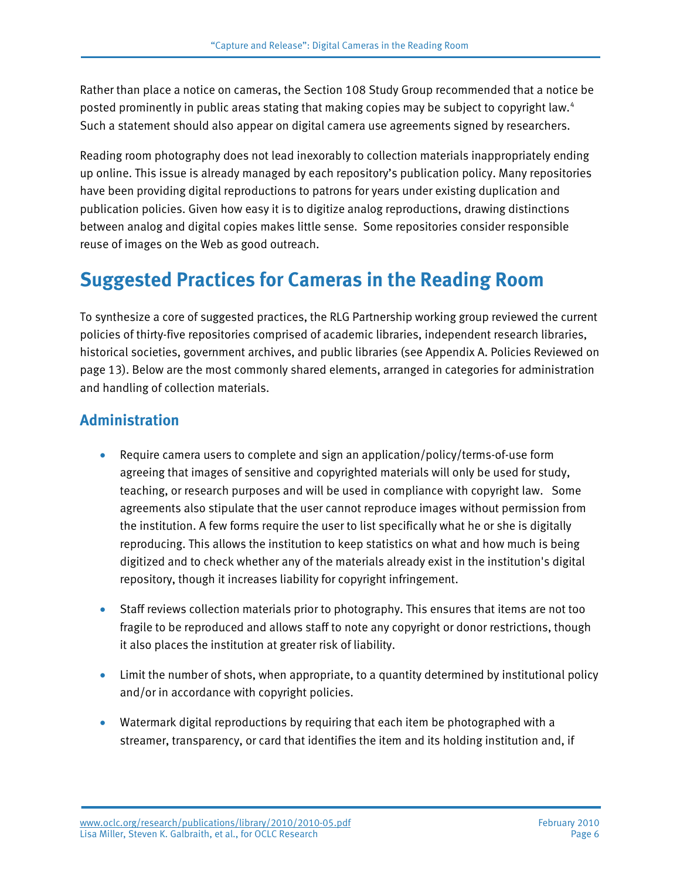Rather than place a notice on cameras, the Section 108 Study Group recommended that a notice be posted prominently in public areas stating that making copies may be subject to copyright law.[4] Such a statement should also appear on digital camera use agreements signed by researchers.

Reading room photography does not lead inexorably to collection materials inappropriately ending up online. This issue is already managed by each repository's publication policy. Many repositories have been providing digital reproductions to patrons for years under existing duplication and publication policies. Given how easy it is to digitize analog reproductions, drawing distinctions between analog and digital copies makes little sense. Some repositories consider responsible reuse of images on the Web as good outreach.

# Suggested Practices for Cameras in the Reading Room

To synthesize a core of suggested practices, the RLG Partnership working group reviewed the current policies of thirty-five repositories comprised of academic libraries, independent research libraries, historical societies, government archives, and public libraries (see Appendix A. Policies Reviewed on page 13). Below are the most commonly shared elements, arranged in categories for administration and handling of collection materials.

## Administration

- Require camera users to complete and sign an application/policy/terms-of-use form agreeing that images of sensitive and copyrighted materials will only be used for study, teaching, or research purposes and will be used in compliance with copyright law. Some agreements also stipulate that the user cannot reproduce images without permission from the institution. A few forms require the user to list specifically what he or she is digitally reproducing. This allows the institution to keep statistics on what and how much is being digitized and to check whether any of the materials already exist in the institution's digital repository, though it increases liability for copyright infringement.

- Staff reviews collection materials prior to photography. This ensures that items are not too fragile to be reproduced and allows staff to note any copyright or donor restrictions, though it also places the institution at greater risk of liability.

- Limit the number of shots, when appropriate, to a quantity determined by institutional policy and/or in accordance with copyright policies.

- Watermark digital reproductions by requiring that each item be photographed with a streamer, transparency, or card that identifies the item and its holding institution and, if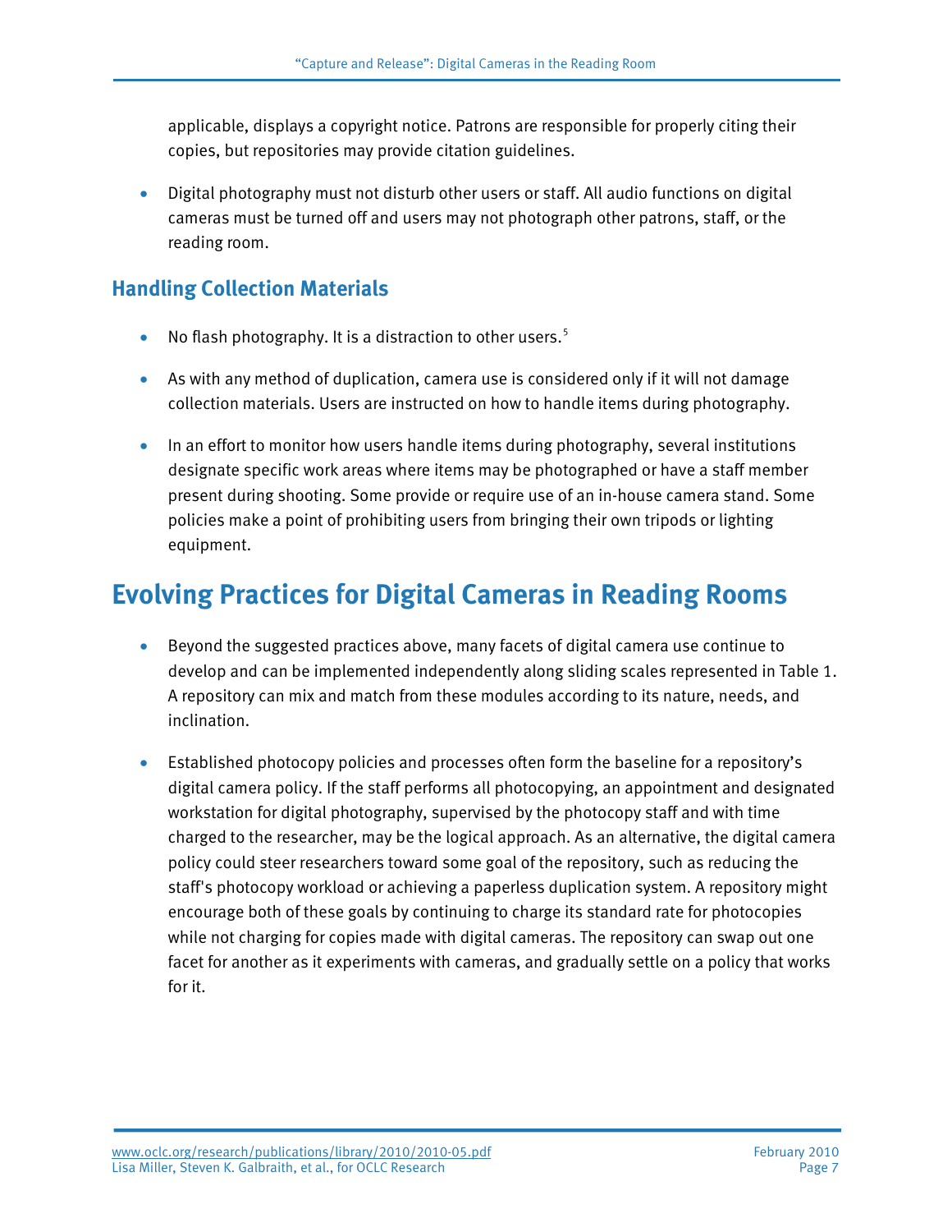applicable, displays a copyright notice. Patrons are responsible for properly citing their copies, but repositories may provide citation guidelines.

- Digital photography must not disturb other users or staff. All audio functions on digital cameras must be turned off and users may not photograph other patrons, staff, or the reading room.

## Handling Collection Materials

- No flash photography. It is a distraction to other users.[5]
- As with any method of duplication, camera use is considered only if it will not damage collection materials. Users are instructed on how to handle items during photography.
- In an effort to monitor how users handle items during photography, several institutions designate specific work areas where items may be photographed or have a staff member present during shooting. Some provide or require use of an in-house camera stand. Some policies make a point of prohibiting users from bringing their own tripods or lighting equipment.

# Evolving Practices for Digital Cameras in Reading Rooms

- Beyond the suggested practices above, many facets of digital camera use continue to develop and can be implemented independently along sliding scales represented in Table 1. A repository can mix and match from these modules according to its nature, needs, and inclination.
- Established photocopy policies and processes often form the baseline for a repository's digital camera policy. If the staff performs all photocopying, an appointment and designated workstation for digital photography, supervised by the photocopy staff and with time charged to the researcher, may be the logical approach. As an alternative, the digital camera policy could steer researchers toward some goal of the repository, such as reducing the staff's photocopy workload or achieving a paperless duplication system. A repository might encourage both of these goals by continuing to charge its standard rate for photocopies while not charging for copies made with digital cameras. The repository can swap out one facet for another as it experiments with cameras, and gradually settle on a policy that works for it.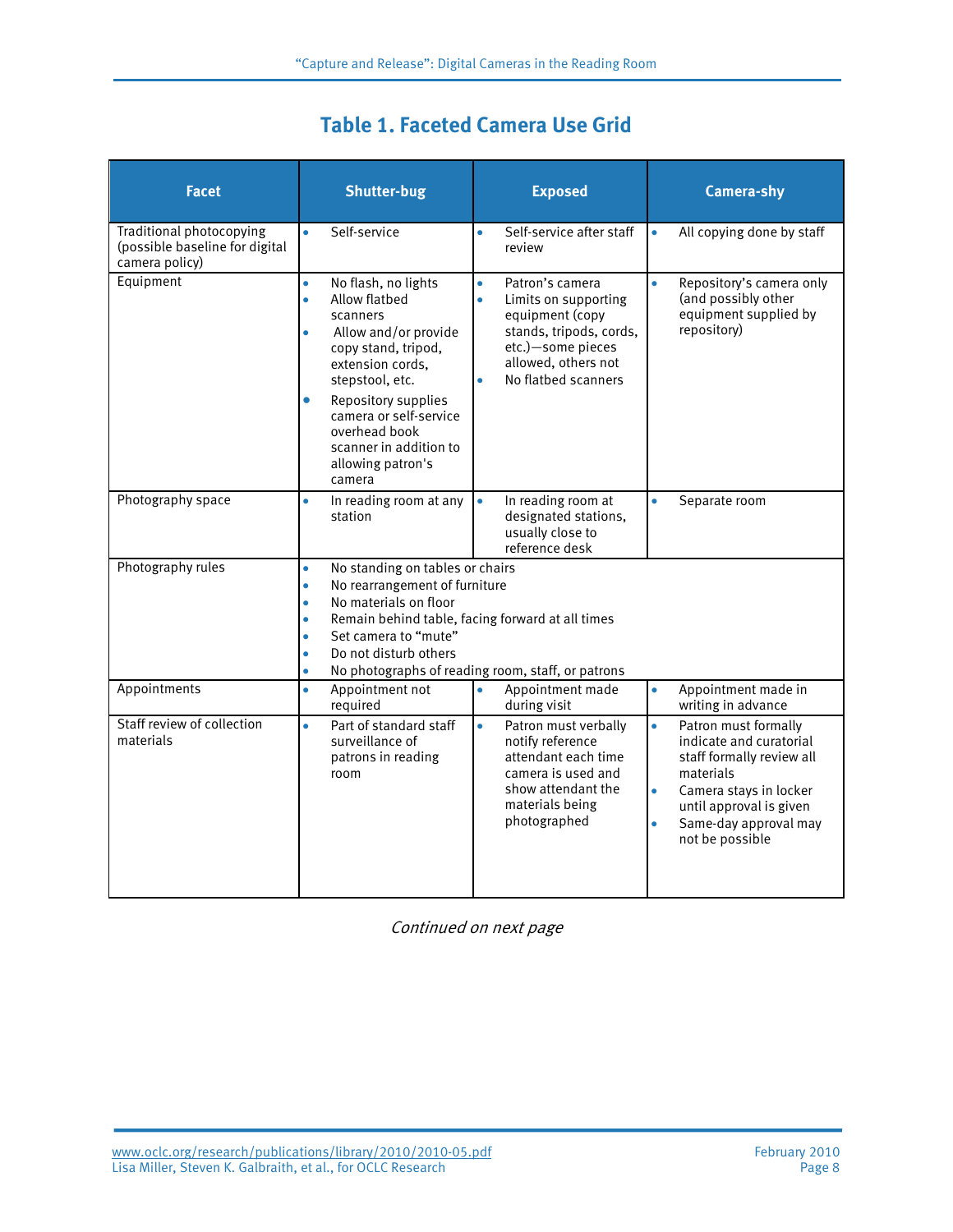## Table 1. Faceted Camera Use Grid

| Facet | Shutter-bug | Exposed | Camera-shy |
|---|---|---|---|
| Traditional photocopying (possible baseline for digital camera policy) | • Self-service | • Self-service after staff review | • All copying done by staff |
| Equipment | • No flash, no lights<br>• Allow flatbed scanners<br>• Allow and/or provide copy stand, tripod, extension cords, stepstool, etc.<br>• Repository supplies camera or self-service overhead book scanner in addition to allowing patron's camera | • Patron's camera<br>• Limits on supporting equipment (copy stands, tripods, cords, etc.)—some pieces allowed, others not<br>• No flatbed scanners | • Repository's camera only (and possibly other equipment supplied by repository) |
| Photography space | • In reading room at any station | • In reading room at designated stations, usually close to reference desk | • Separate room |
| Photography rules | • No standing on tables or chairs<br>• No rearrangement of furniture<br>• No materials on floor<br>• Remain behind table, facing forward at all times<br>• Set camera to "mute"<br>• Do not disturb others<br>• No photographs of reading room, staff, or patrons | | |
| Appointments | • Appointment not required | • Appointment made during visit | • Appointment made in writing in advance |
| Staff review of collection materials | • Part of standard staff surveillance of patrons in reading room | • Patron must verbally notify reference attendant each time camera is used and show attendant the materials being photographed | • Patron must formally indicate and curatorial staff formally review all materials<br>• Camera stays in locker until approval is given<br>• Same-day approval may not be possible |

*Continued on next page*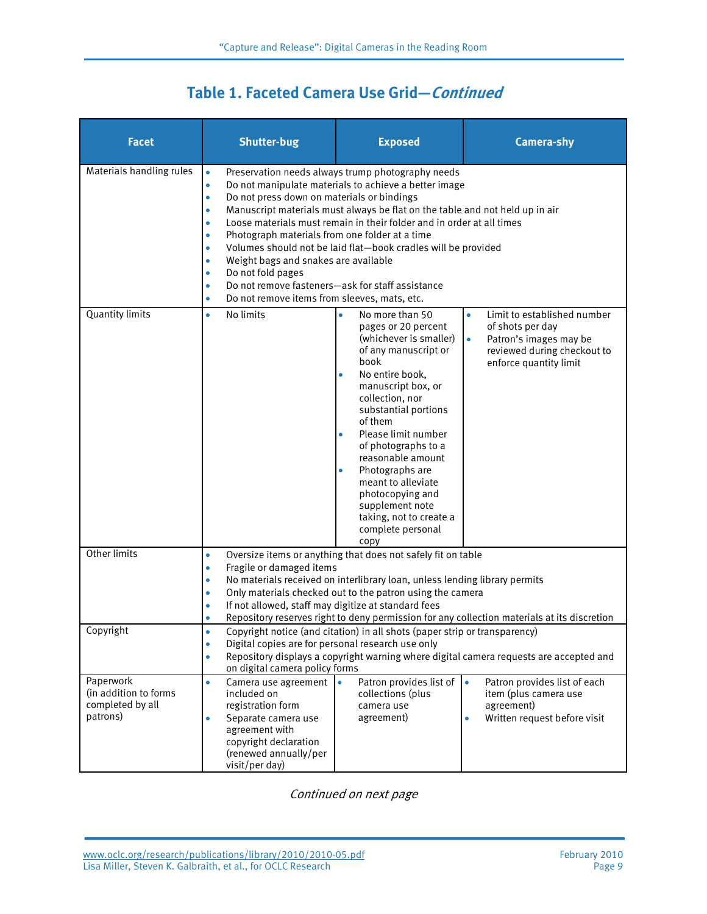## Table 1. Faceted Camera Use Grid—*Continued*

| Facet | Shutter-bug | Exposed | Camera-shy |
|---|---|---|---|
| Materials handling rules | • Preservation needs always trump photography needs<br>• Do not manipulate materials to achieve a better image<br>• Do not press down on materials or bindings<br>• Manuscript materials must always be flat on the table and not held up in air<br>• Loose materials must remain in their folder and in order at all times<br>• Photograph materials from one folder at a time<br>• Volumes should not be laid flat—book cradles will be provided<br>• Weight bags and snakes are available<br>• Do not fold pages<br>• Do not remove fasteners—ask for staff assistance<br>• Do not remove items from sleeves, mats, etc. | | |
| Quantity limits | • No limits | • No more than 50 pages or 20 percent (whichever is smaller) of any manuscript or book<br>• No entire book, manuscript box, or collection, nor substantial portions of them<br>• Please limit number of photographs to a reasonable amount<br>• Photographs are meant to alleviate photocopying and supplement note taking, not to create a complete personal copy | • Limit to established number of shots per day<br>• Patron's images may be reviewed during checkout to enforce quantity limit |
| Other limits | • Oversize items or anything that does not safely fit on table<br>• Fragile or damaged items<br>• No materials received on interlibrary loan, unless lending library permits<br>• Only materials checked out to the patron using the camera<br>• If not allowed, staff may digitize at standard fees<br>• Repository reserves right to deny permission for any collection materials at its discretion | | |
| Copyright | • Copyright notice (and citation) in all shots (paper strip or transparency)<br>• Digital copies are for personal research use only<br>• Repository displays a copyright warning where digital camera requests are accepted and on digital camera policy forms | | |
| Paperwork (in addition to forms completed by all patrons) | • Camera use agreement included on registration form<br>• Separate camera use agreement with copyright declaration (renewed annually/per visit/per day) | • Patron provides list of collections (plus camera use agreement) | • Patron provides list of each item (plus camera use agreement)<br>• Written request before visit |

*Continued on next page*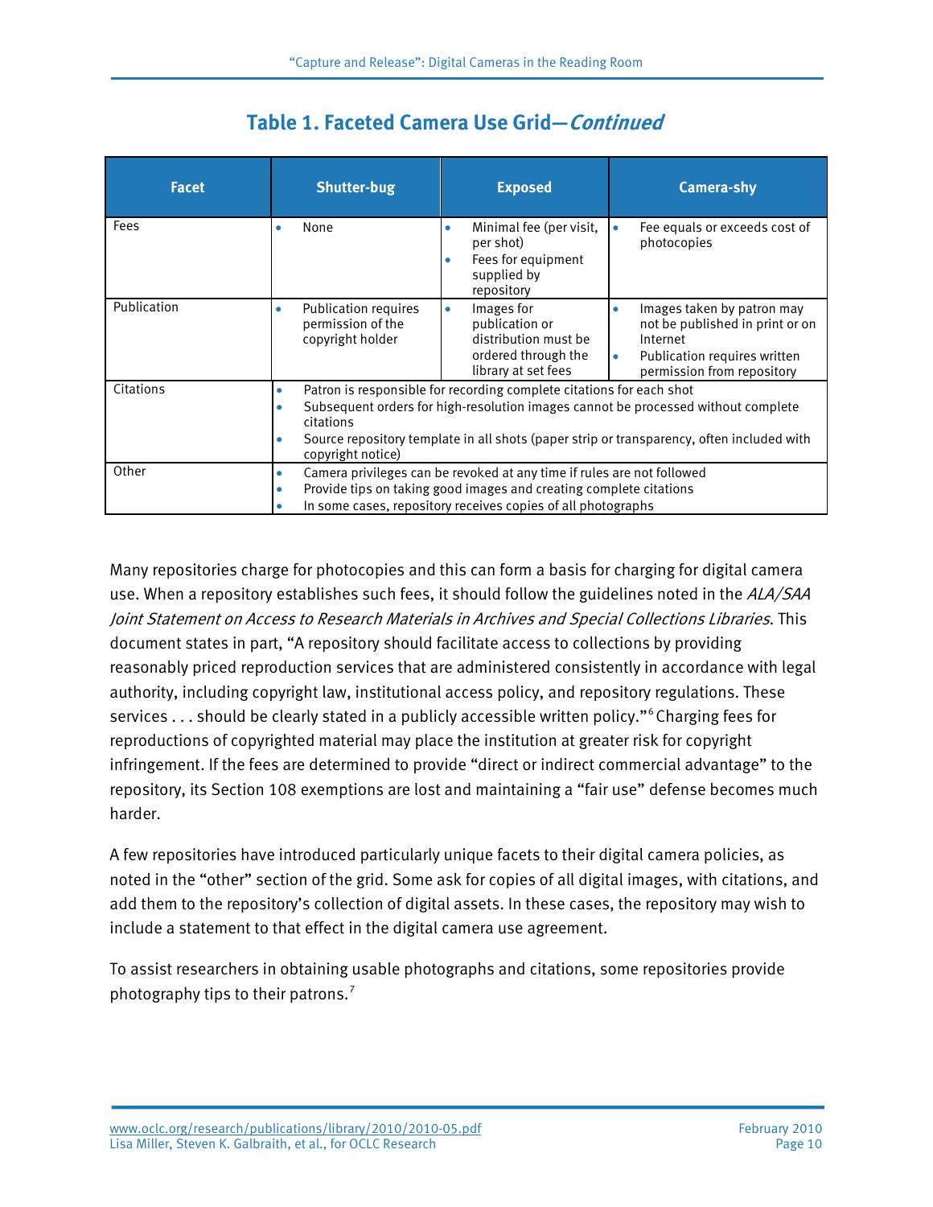## Table 1. Faceted Camera Use Grid—*Continued*

| Facet | Shutter-bug | Exposed | Camera-shy |
|---|---|---|---|
| Fees | • None | • Minimal fee (per visit, per shot)<br>• Fees for equipment supplied by repository | • Fee equals or exceeds cost of photocopies |
| Publication | • Publication requires permission of the copyright holder | • Images for publication or distribution must be ordered through the library at set fees | • Images taken by patron may not be published in print or on Internet<br>• Publication requires written permission from repository |
| Citations | • Patron is responsible for recording complete citations for each shot<br>• Subsequent orders for high-resolution images cannot be processed without complete citations<br>• Source repository template in all shots (paper strip or transparency, often included with copyright notice) | | |
| Other | • Camera privileges can be revoked at any time if rules are not followed<br>• Provide tips on taking good images and creating complete citations<br>• In some cases, repository receives copies of all photographs | | |

Many repositories charge for photocopies and this can form a basis for charging for digital camera use. When a repository establishes such fees, it should follow the guidelines noted in the *ALA/SAA Joint Statement on Access to Research Materials in Archives and Special Collections Libraries*. This document states in part, "A repository should facilitate access to collections by providing reasonably priced reproduction services that are administered consistently in accordance with legal authority, including copyright law, institutional access policy, and repository regulations. These services . . . should be clearly stated in a publicly accessible written policy."[6] Charging fees for reproductions of copyrighted material may place the institution at greater risk for copyright infringement. If the fees are determined to provide "direct or indirect commercial advantage" to the repository, its Section 108 exemptions are lost and maintaining a "fair use" defense becomes much harder.

A few repositories have introduced particularly unique facets to their digital camera policies, as noted in the "other" section of the grid. Some ask for copies of all digital images, with citations, and add them to the repository's collection of digital assets. In these cases, the repository may wish to include a statement to that effect in the digital camera use agreement.

To assist researchers in obtaining usable photographs and citations, some repositories provide photography tips to their patrons.[7]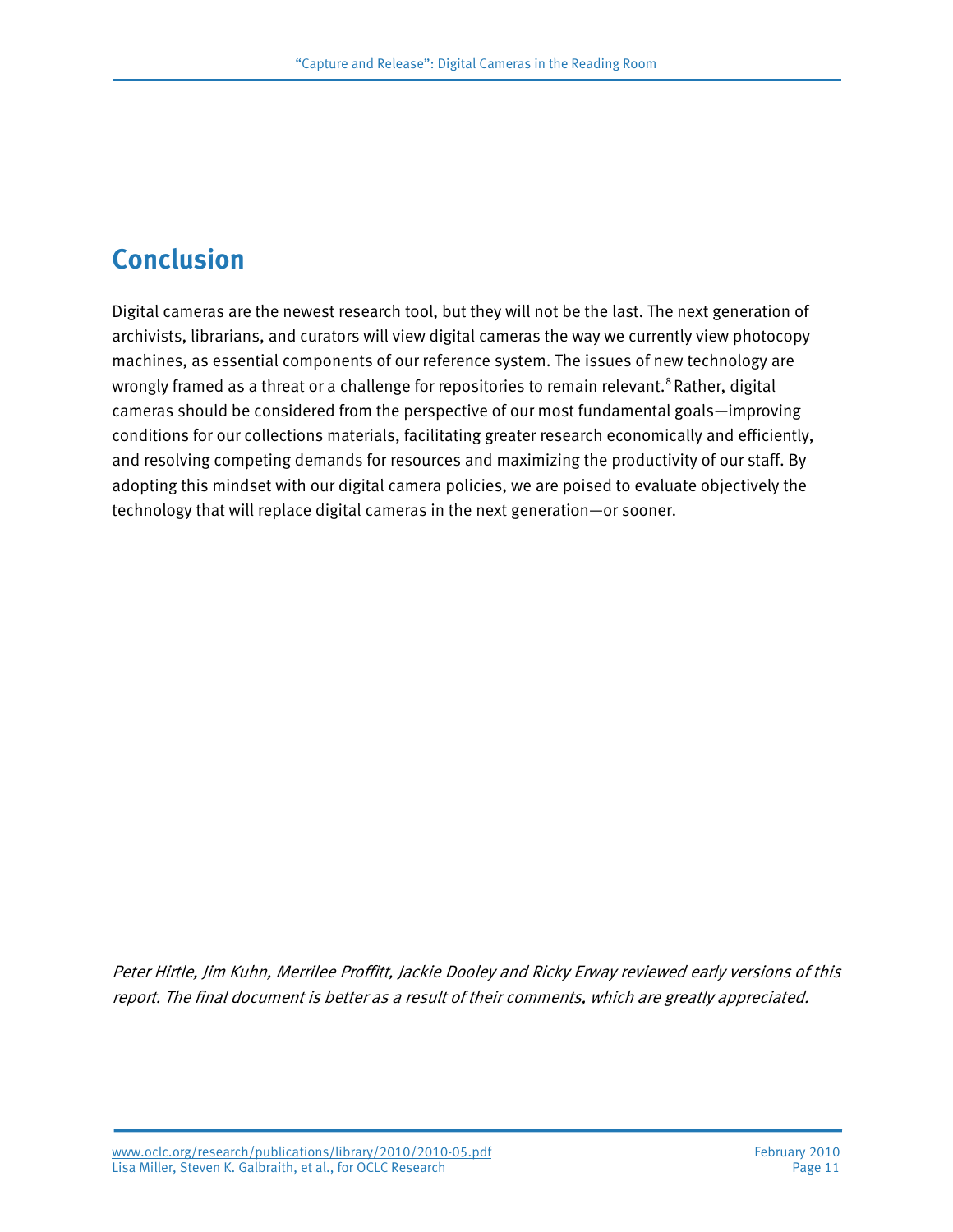## Conclusion

Digital cameras are the newest research tool, but they will not be the last. The next generation of archivists, librarians, and curators will view digital cameras the way we currently view photocopy machines, as essential components of our reference system. The issues of new technology are wrongly framed as a threat or a challenge for repositories to remain relevant.[8] Rather, digital cameras should be considered from the perspective of our most fundamental goals—improving conditions for our collections materials, facilitating greater research economically and efficiently, and resolving competing demands for resources and maximizing the productivity of our staff. By adopting this mindset with our digital camera policies, we are poised to evaluate objectively the technology that will replace digital cameras in the next generation—or sooner.

*Peter Hirtle, Jim Kuhn, Merrilee Proffitt, Jackie Dooley and Ricky Erway reviewed early versions of this report. The final document is better as a result of their comments, which are greatly appreciated.*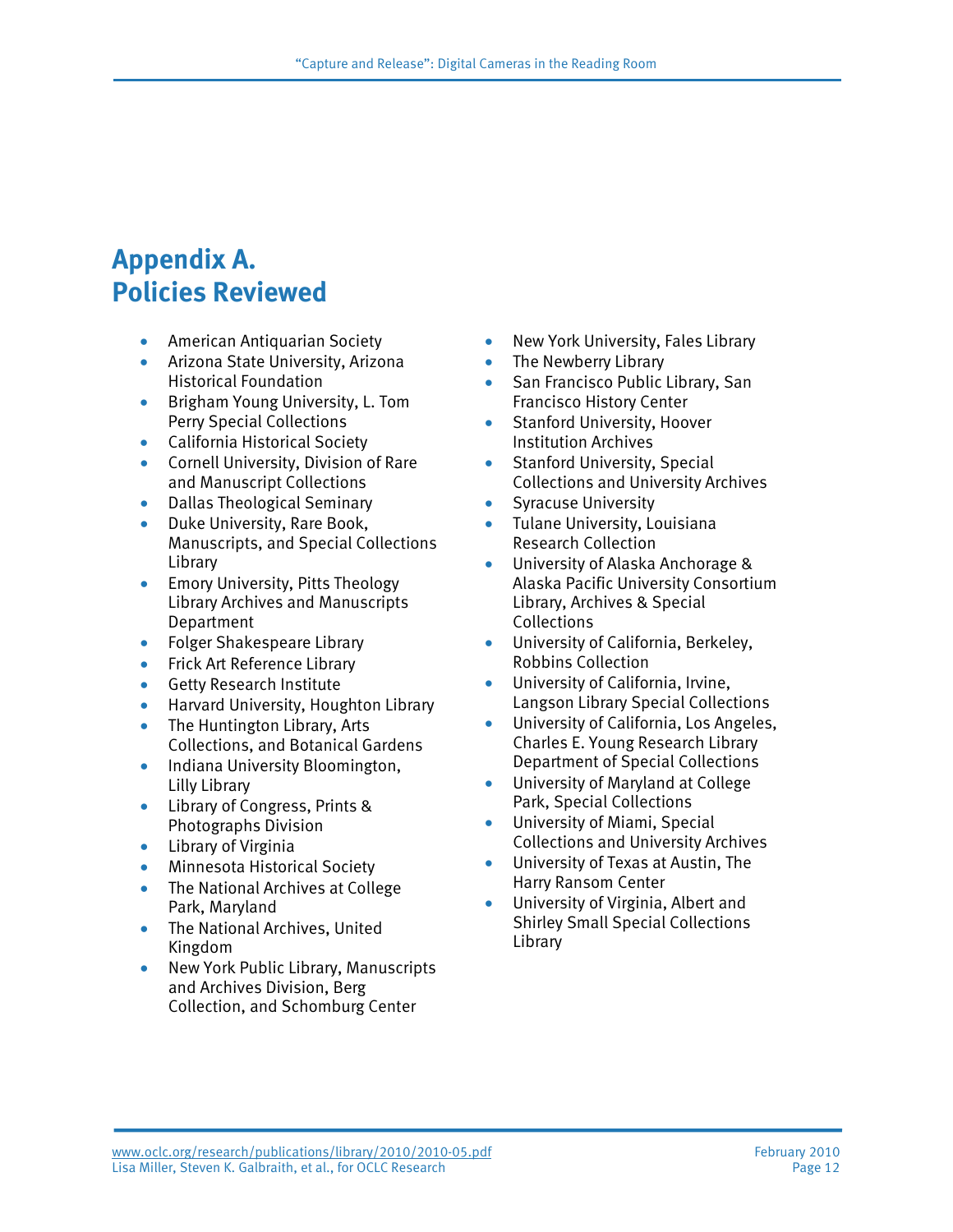# Appendix A. Policies Reviewed

- American Antiquarian Society
- Arizona State University, Arizona Historical Foundation
- Brigham Young University, L. Tom Perry Special Collections
- California Historical Society
- Cornell University, Division of Rare and Manuscript Collections
- Dallas Theological Seminary
- Duke University, Rare Book, Manuscripts, and Special Collections Library
- Emory University, Pitts Theology Library Archives and Manuscripts Department
- Folger Shakespeare Library
- Frick Art Reference Library
- Getty Research Institute
- Harvard University, Houghton Library
- The Huntington Library, Arts Collections, and Botanical Gardens
- Indiana University Bloomington, Lilly Library
- Library of Congress, Prints & Photographs Division
- Library of Virginia
- Minnesota Historical Society
- The National Archives at College Park, Maryland
- The National Archives, United Kingdom
- New York Public Library, Manuscripts and Archives Division, Berg Collection, and Schomburg Center
- New York University, Fales Library
- The Newberry Library
- San Francisco Public Library, San Francisco History Center
- Stanford University, Hoover Institution Archives
- Stanford University, Special Collections and University Archives
- Syracuse University
- Tulane University, Louisiana Research Collection
- University of Alaska Anchorage & Alaska Pacific University Consortium Library, Archives & Special Collections
- University of California, Berkeley, Robbins Collection
- University of California, Irvine, Langson Library Special Collections
- University of California, Los Angeles, Charles E. Young Research Library Department of Special Collections
- University of Maryland at College Park, Special Collections
- University of Miami, Special Collections and University Archives
- University of Texas at Austin, The Harry Ransom Center
- University of Virginia, Albert and Shirley Small Special Collections Library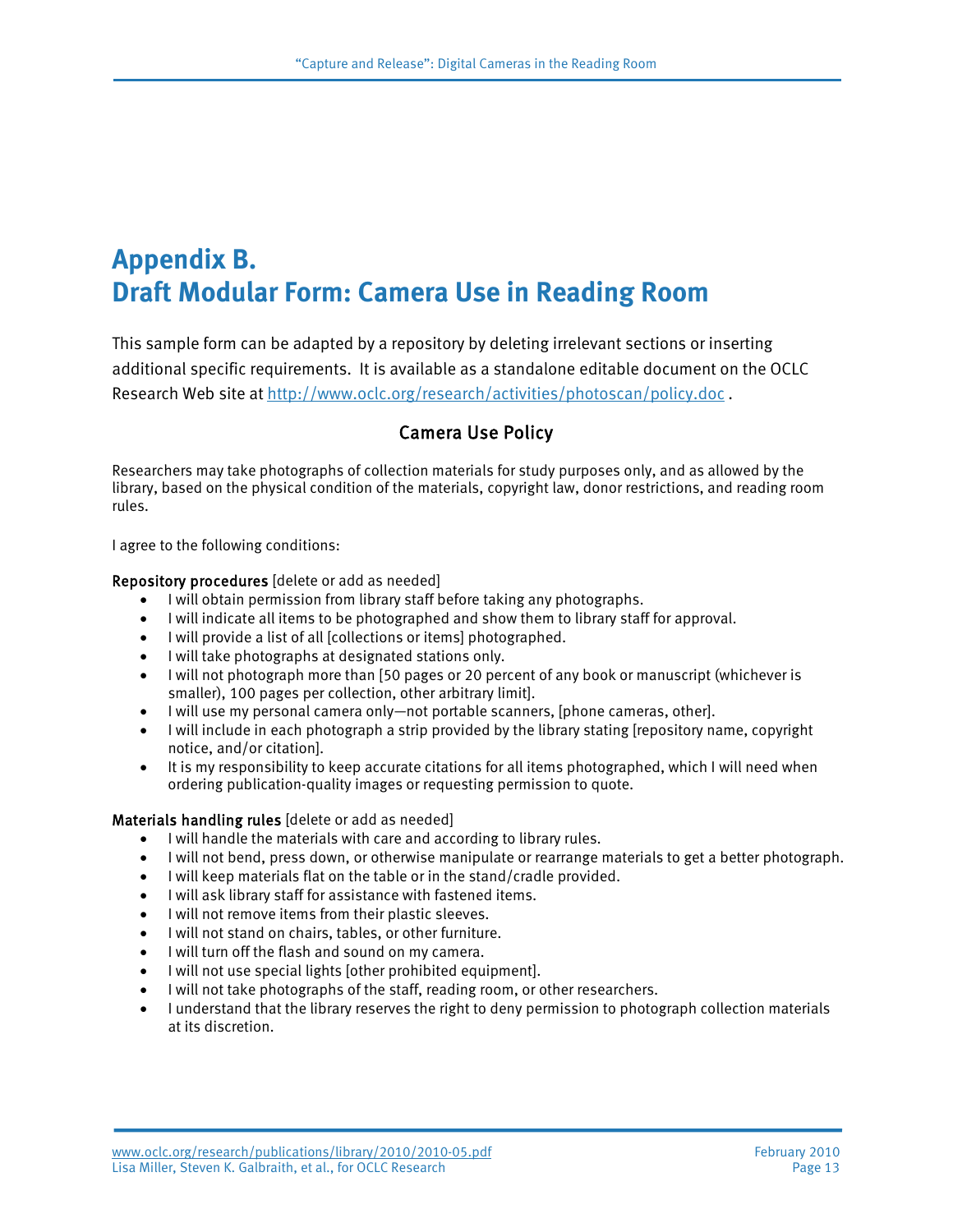# Appendix B.
# Draft Modular Form: Camera Use in Reading Room

This sample form can be adapted by a repository by deleting irrelevant sections or inserting additional specific requirements. It is available as a standalone editable document on the OCLC Research Web site at http://www.oclc.org/research/activities/photoscan/policy.doc .

## Camera Use Policy

Researchers may take photographs of collection materials for study purposes only, and as allowed by the library, based on the physical condition of the materials, copyright law, donor restrictions, and reading room rules.

I agree to the following conditions:

**Repository procedures** [delete or add as needed]

- I will obtain permission from library staff before taking any photographs.
- I will indicate all items to be photographed and show them to library staff for approval.
- I will provide a list of all [collections or items] photographed.
- I will take photographs at designated stations only.
- I will not photograph more than [50 pages or 20 percent of any book or manuscript (whichever is smaller), 100 pages per collection, other arbitrary limit].
- I will use my personal camera only—not portable scanners, [phone cameras, other].
- I will include in each photograph a strip provided by the library stating [repository name, copyright notice, and/or citation].
- It is my responsibility to keep accurate citations for all items photographed, which I will need when ordering publication-quality images or requesting permission to quote.

**Materials handling rules** [delete or add as needed]

- I will handle the materials with care and according to library rules.
- I will not bend, press down, or otherwise manipulate or rearrange materials to get a better photograph.
- I will keep materials flat on the table or in the stand/cradle provided.
- I will ask library staff for assistance with fastened items.
- I will not remove items from their plastic sleeves.
- I will not stand on chairs, tables, or other furniture.
- I will turn off the flash and sound on my camera.
- I will not use special lights [other prohibited equipment].
- I will not take photographs of the staff, reading room, or other researchers.
- I understand that the library reserves the right to deny permission to photograph collection materials at its discretion.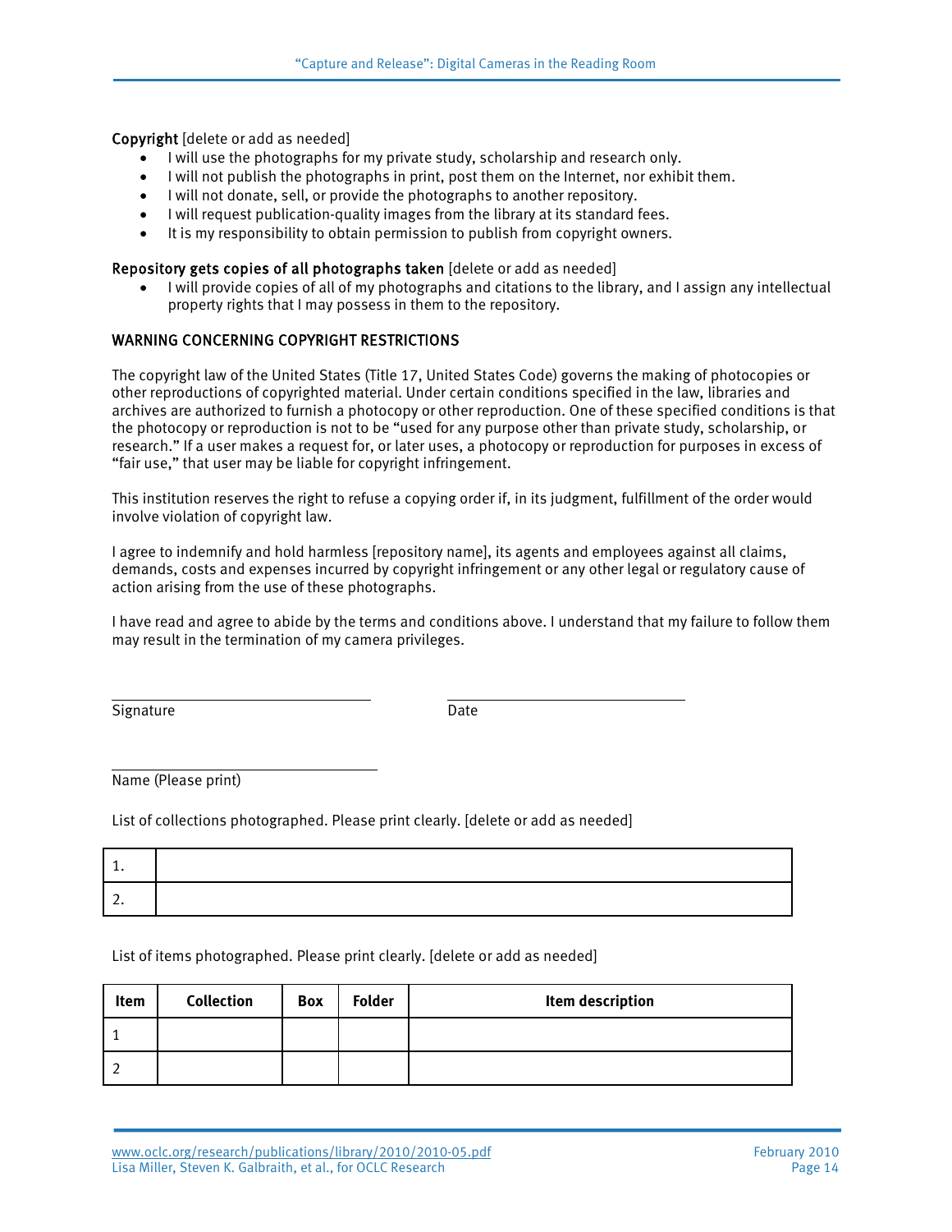**Copyright** [delete or add as needed]

- I will use the photographs for my private study, scholarship and research only.
- I will not publish the photographs in print, post them on the Internet, nor exhibit them.
- I will not donate, sell, or provide the photographs to another repository.
- I will request publication-quality images from the library at its standard fees.
- It is my responsibility to obtain permission to publish from copyright owners.

**Repository gets copies of all photographs taken** [delete or add as needed]

- I will provide copies of all of my photographs and citations to the library, and I assign any intellectual property rights that I may possess in them to the repository.

**WARNING CONCERNING COPYRIGHT RESTRICTIONS**

The copyright law of the United States (Title 17, United States Code) governs the making of photocopies or other reproductions of copyrighted material. Under certain conditions specified in the law, libraries and archives are authorized to furnish a photocopy or other reproduction. One of these specified conditions is that the photocopy or reproduction is not to be "used for any purpose other than private study, scholarship, or research." If a user makes a request for, or later uses, a photocopy or reproduction for purposes in excess of "fair use," that user may be liable for copyright infringement.

This institution reserves the right to refuse a copying order if, in its judgment, fulfillment of the order would involve violation of copyright law.

I agree to indemnify and hold harmless [repository name], its agents and employees against all claims, demands, costs and expenses incurred by copyright infringement or any other legal or regulatory cause of action arising from the use of these photographs.

I have read and agree to abide by the terms and conditions above. I understand that my failure to follow them may result in the termination of my camera privileges.

\_\_\_\_\_\_\_\_\_\_\_\_\_\_\_\_\_\_\_\_\_\_\_\_\_\_\_\_\_\_ \_\_\_\_\_\_\_\_\_\_\_\_\_\_\_\_\_\_\_\_\_\_\_\_\_\_\_\_\_\_

Signature Date

\_\_\_\_\_\_\_\_\_\_\_\_\_\_\_\_\_\_\_\_\_\_\_\_\_\_\_\_\_\_

Name (Please print)

List of collections photographed. Please print clearly. [delete or add as needed]

| | |
|---|---|
| 1. | |
| 2. | |

List of items photographed. Please print clearly. [delete or add as needed]

| Item | Collection | Box | Folder | Item description |
|---|---|---|---|---|
| 1 | | | | |
| 2 | | | | |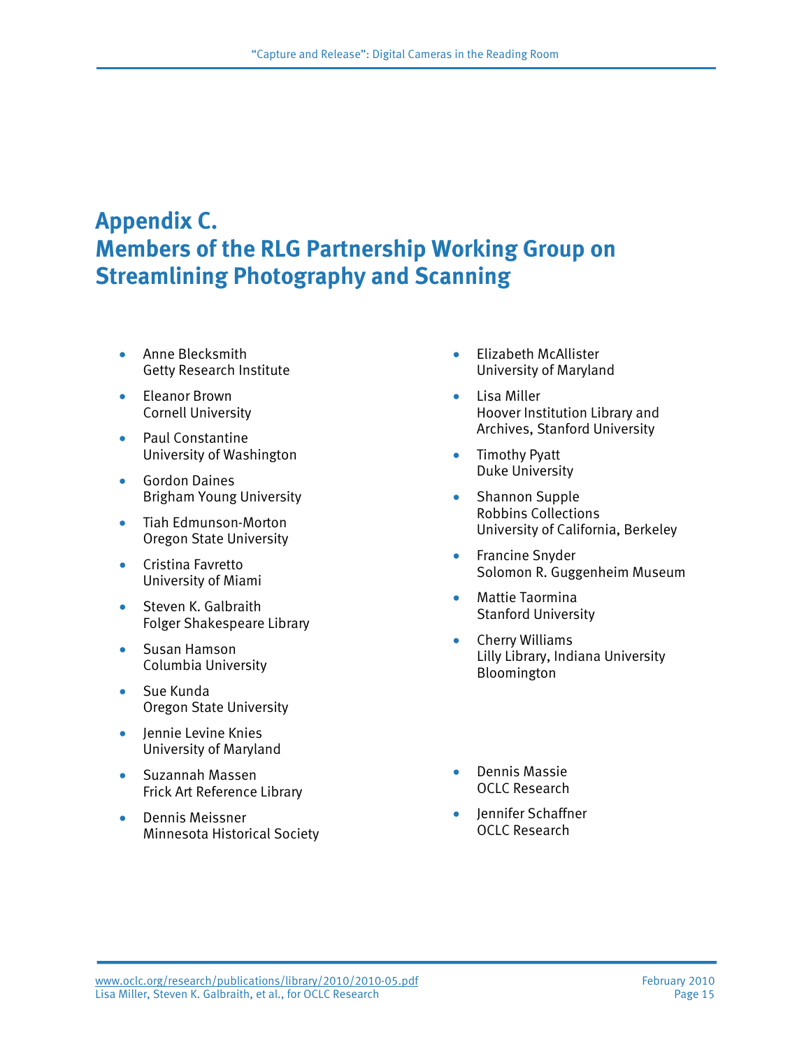# Appendix C. Members of the RLG Partnership Working Group on Streamlining Photography and Scanning

- Anne Blecksmith
  Getty Research Institute
- Eleanor Brown
  Cornell University
- Paul Constantine
  University of Washington
- Gordon Daines
  Brigham Young University
- Tiah Edmunson-Morton
  Oregon State University
- Cristina Favretto
  University of Miami
- Steven K. Galbraith
  Folger Shakespeare Library
- Susan Hamson
  Columbia University
- Sue Kunda
  Oregon State University
- Jennie Levine Knies
  University of Maryland
- Suzannah Massen
  Frick Art Reference Library
- Dennis Meissner
  Minnesota Historical Society
- Elizabeth McAllister
  University of Maryland
- Lisa Miller
  Hoover Institution Library and Archives, Stanford University
- Timothy Pyatt
  Duke University
- Shannon Supple
  Robbins Collections
  University of California, Berkeley
- Francine Snyder
  Solomon R. Guggenheim Museum
- Mattie Taormina
  Stanford University
- Cherry Williams
  Lilly Library, Indiana University Bloomington

- Dennis Massie
  OCLC Research
- Jennifer Schaffner
  OCLC Research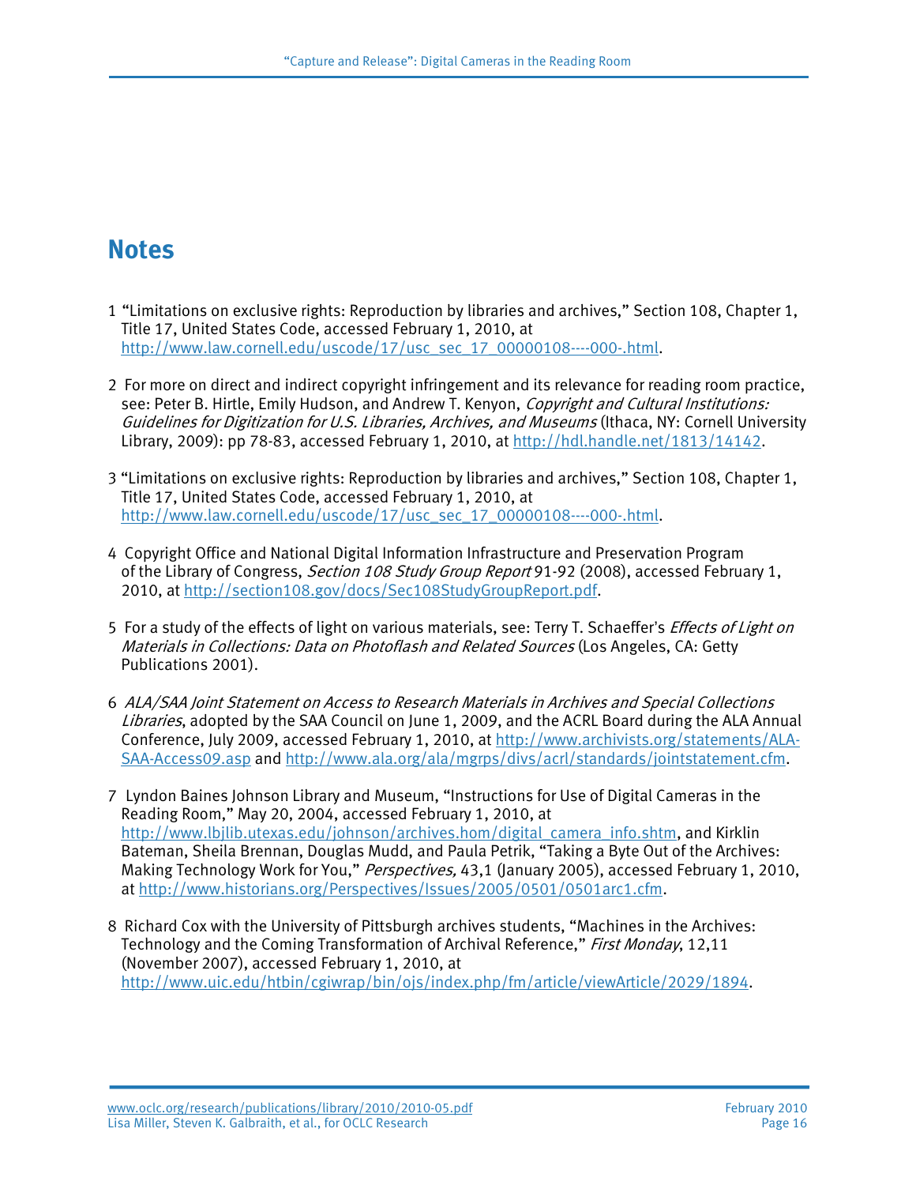# Notes

1 "Limitations on exclusive rights: Reproduction by libraries and archives," Section 108, Chapter 1, Title 17, United States Code, accessed February 1, 2010, at http://www.law.cornell.edu/uscode/17/usc_sec_17_00000108----000-.html.

2 For more on direct and indirect copyright infringement and its relevance for reading room practice, see: Peter B. Hirtle, Emily Hudson, and Andrew T. Kenyon, *Copyright and Cultural Institutions: Guidelines for Digitization for U.S. Libraries, Archives, and Museums* (Ithaca, NY: Cornell University Library, 2009): pp 78-83, accessed February 1, 2010, at http://hdl.handle.net/1813/14142.

3 "Limitations on exclusive rights: Reproduction by libraries and archives," Section 108, Chapter 1, Title 17, United States Code, accessed February 1, 2010, at http://www.law.cornell.edu/uscode/17/usc_sec_17_00000108----000-.html.

4 Copyright Office and National Digital Information Infrastructure and Preservation Program of the Library of Congress, *Section 108 Study Group Report* 91-92 (2008), accessed February 1, 2010, at http://section108.gov/docs/Sec108StudyGroupReport.pdf.

5 For a study of the effects of light on various materials, see: Terry T. Schaeffer's *Effects of Light on Materials in Collections: Data on Photoflash and Related Sources* (Los Angeles, CA: Getty Publications 2001).

6 *ALA/SAA Joint Statement on Access to Research Materials in Archives and Special Collections Libraries*, adopted by the SAA Council on June 1, 2009, and the ACRL Board during the ALA Annual Conference, July 2009, accessed February 1, 2010, at http://www.archivists.org/statements/ALA-SAA-Access09.asp and http://www.ala.org/ala/mgrps/divs/acrl/standards/jointstatement.cfm.

7 Lyndon Baines Johnson Library and Museum, "Instructions for Use of Digital Cameras in the Reading Room," May 20, 2004, accessed February 1, 2010, at http://www.lbjlib.utexas.edu/johnson/archives.hom/digital_camera_info.shtm, and Kirklin Bateman, Sheila Brennan, Douglas Mudd, and Paula Petrik, "Taking a Byte Out of the Archives: Making Technology Work for You," *Perspectives,* 43,1 (January 2005), accessed February 1, 2010, at http://www.historians.org/Perspectives/Issues/2005/0501/0501arc1.cfm.

8 Richard Cox with the University of Pittsburgh archives students, "Machines in the Archives: Technology and the Coming Transformation of Archival Reference," *First Monday*, 12,11 (November 2007), accessed February 1, 2010, at http://www.uic.edu/htbin/cgiwrap/bin/ojs/index.php/fm/article/viewArticle/2029/1894.